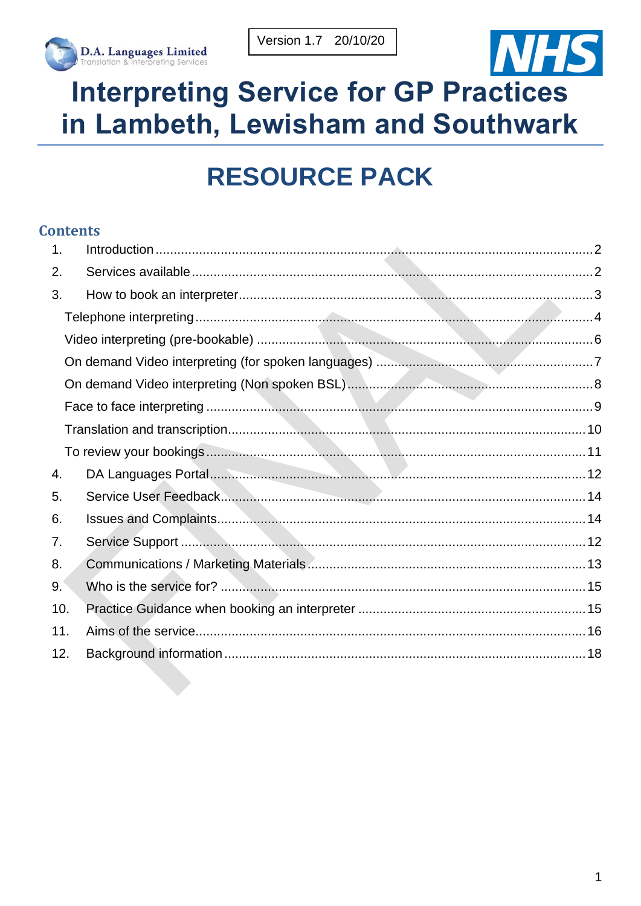D.A. Languages Limited
Translation & Interpreting Services

Version 1.7 20/10/20

NHS

# Interpreting Service for GP Practices in Lambeth, Lewisham and Southwark

# RESOURCE PACK

## Contents

1. Introduction .......... 2
2. Services available .......... 2
3. How to book an interpreter .......... 3
   - Telephone interpreting .......... 4
   - Video interpreting (pre-bookable) .......... 6
   - On demand Video interpreting (for spoken languages) .......... 7
   - On demand Video interpreting (Non spoken BSL) .......... 8
   - Face to face interpreting .......... 9
   - Translation and transcription .......... 10
   - To review your bookings .......... 11
4. DA Languages Portal .......... 12
5. Service User Feedback .......... 14
6. Issues and Complaints .......... 14
7. Service Support .......... 12
8. Communications / Marketing Materials .......... 13
9. Who is the service for? .......... 15
10. Practice Guidance when booking an interpreter .......... 15
11. Aims of the service .......... 16
12. Background information .......... 18

FINAL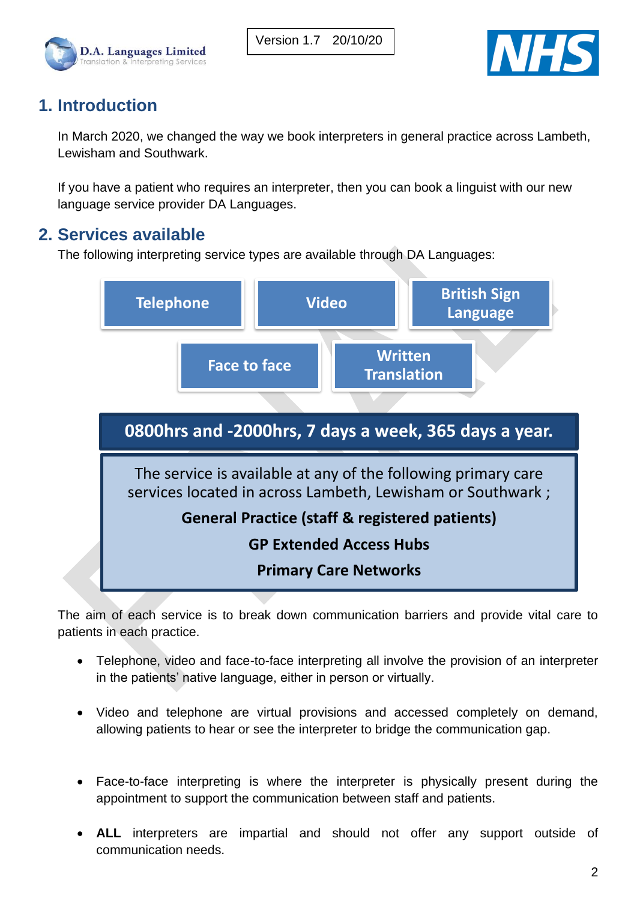## 1. Introduction

In March 2020, we changed the way we book interpreters in general practice across Lambeth, Lewisham and Southwark.

If you have a patient who requires an interpreter, then you can book a linguist with our new language service provider DA Languages.

## 2. Services available

The following interpreting service types are available through DA Languages:

- **Telephone**
- **Video**
- **British Sign Language**
- **Face to face**
- **Written Translation**

**0800hrs and -2000hrs, 7 days a week, 365 days a year.**

The service is available at any of the following primary care services located in across Lambeth, Lewisham or Southwark ;

**General Practice (staff & registered patients)**

**GP Extended Access Hubs**

**Primary Care Networks**

The aim of each service is to break down communication barriers and provide vital care to patients in each practice.

- Telephone, video and face-to-face interpreting all involve the provision of an interpreter in the patients' native language, either in person or virtually.
- Video and telephone are virtual provisions and accessed completely on demand, allowing patients to hear or see the interpreter to bridge the communication gap.
- Face-to-face interpreting is where the interpreter is physically present during the appointment to support the communication between staff and patients.
- **ALL** interpreters are impartial and should not offer any support outside of communication needs.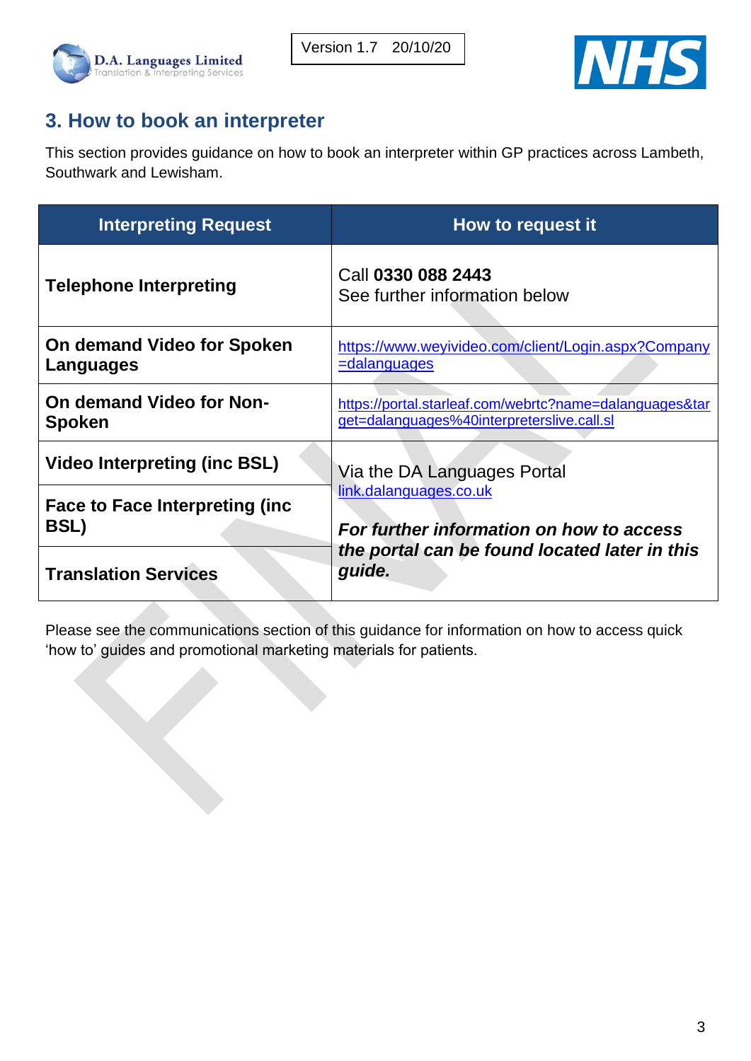## 3. How to book an interpreter

This section provides guidance on how to book an interpreter within GP practices across Lambeth, Southwark and Lewisham.

| Interpreting Request | How to request it |
| --- | --- |
| **Telephone Interpreting** | Call **0330 088 2443**<br>See further information below |
| **On demand Video for Spoken Languages** | https://www.weyivideo.com/client/Login.aspx?Company=dalanguages |
| **On demand Video for Non-Spoken** | https://portal.starleaf.com/webrtc?name=dalanguages&target=dalanguages%40interpreterslive.call.sl |
| **Video Interpreting (inc BSL)** | Via the DA Languages Portal<br>link.dalanguages.co.uk<br><br>***For further information on how to access the portal can be found located later in this guide.*** |
| **Face to Face Interpreting (inc BSL)** | |
| **Translation Services** | |

Please see the communications section of this guidance for information on how to access quick 'how to' guides and promotional marketing materials for patients.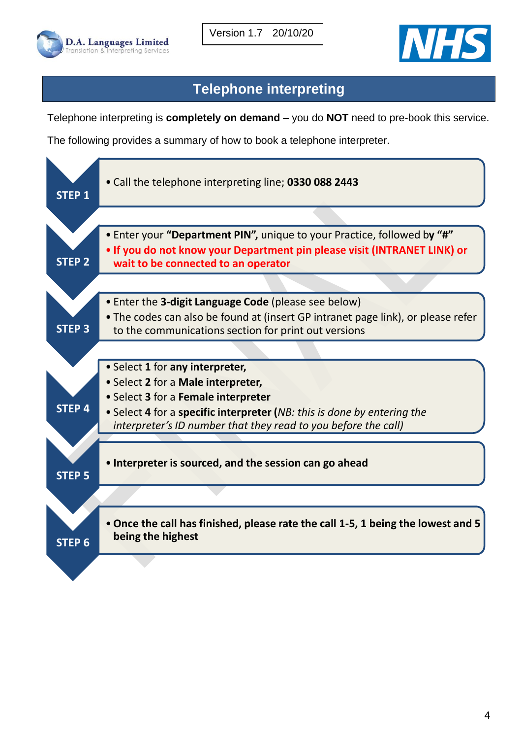Version 1.7 20/10/20

## Telephone interpreting

Telephone interpreting is **completely on demand** – you do **NOT** need to pre-book this service.

The following provides a summary of how to book a telephone interpreter.

**STEP 1**

- Call the telephone interpreting line; **0330 088 2443**

**STEP 2**

- Enter your **"Department PIN",** unique to your Practice, followed by **"#"**
- **If you do not know your Department pin please visit (INTRANET LINK) or wait to be connected to an operator**

**STEP 3**

- Enter the **3-digit Language Code** (please see below)
- The codes can also be found at (insert GP intranet page link), or please refer to the communications section for print out versions

**STEP 4**

- Select **1** for **any interpreter,**
- Select **2** for a **Male interpreter,**
- Select **3** for a **Female interpreter**
- Select **4** for a **specific interpreter** (*NB: this is done by entering the interpreter's ID number that they read to you before the call)*

**STEP 5**

- **Interpreter is sourced, and the session can go ahead**

**STEP 6**

- **Once the call has finished, please rate the call 1-5, 1 being the lowest and 5 being the highest**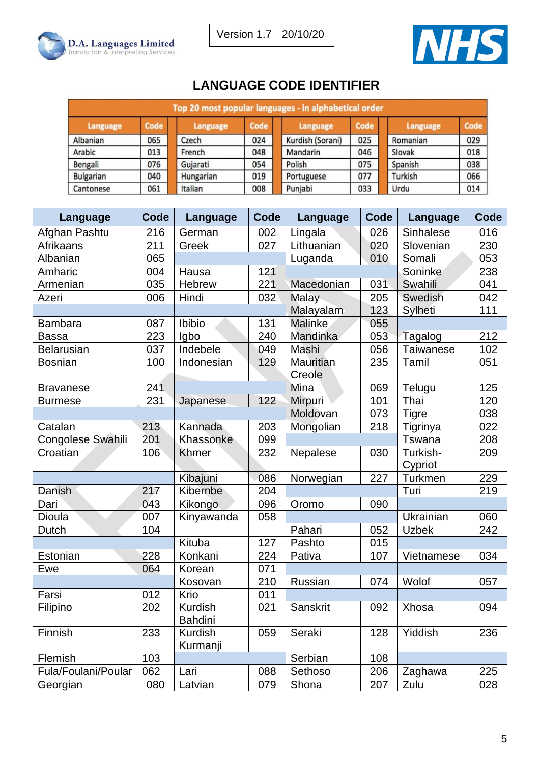D.A. Languages Limited
Translation & Interpreting Services

Version 1.7 20/10/20

NHS

# LANGUAGE CODE IDENTIFIER

| Top 20 most popular languages - in alphabetical order | | | | | | | |
|---|---|---|---|---|---|---|---|
| Language | Code | Language | Code | Language | Code | Language | Code |
| Albanian | 065 | Czech | 024 | Kurdish (Sorani) | 025 | Romanian | 029 |
| Arabic | 013 | French | 048 | Mandarin | 046 | Slovak | 018 |
| Bengali | 076 | Gujarati | 054 | Polish | 075 | Spanish | 038 |
| Bulgarian | 040 | Hungarian | 019 | Portuguese | 077 | Turkish | 066 |
| Cantonese | 061 | Italian | 008 | Punjabi | 033 | Urdu | 014 |

| Language | Code | Language | Code | Language | Code | Language | Code |
|---|---|---|---|---|---|---|---|
| Afghan Pashtu | 216 | German | 002 | Lingala | 026 | Sinhalese | 016 |
| Afrikaans | 211 | Greek | 027 | Lithuanian | 020 | Slovenian | 230 |
| Albanian | 065 | | | Luganda | 010 | Somali | 053 |
| Amharic | 004 | Hausa | 121 | | | Soninke | 238 |
| Armenian | 035 | Hebrew | 221 | Macedonian | 031 | Swahili | 041 |
| Azeri | 006 | Hindi | 032 | Malay | 205 | Swedish | 042 |
| | | | | Malayalam | 123 | Sylheti | 111 |
| Bambara | 087 | Ibibio | 131 | Malinke | 055 | | |
| Bassa | 223 | Igbo | 240 | Mandinka | 053 | Tagalog | 212 |
| Belarusian | 037 | Indebele | 049 | Mashi | 056 | Taiwanese | 102 |
| Bosnian | 100 | Indonesian | 129 | Mauritian Creole | 235 | Tamil | 051 |
| Bravanese | 241 | | | Mina | 069 | Telugu | 125 |
| Burmese | 231 | Japanese | 122 | Mirpuri | 101 | Thai | 120 |
| | | | | Moldovan | 073 | Tigre | 038 |
| Catalan | 213 | Kannada | 203 | Mongolian | 218 | Tigrinya | 022 |
| Congolese Swahili | 201 | Khassonke | 099 | | | Tswana | 208 |
| Croatian | 106 | Khmer | 232 | Nepalese | 030 | Turkish-Cypriot | 209 |
| | | Kibajuni | 086 | Norwegian | 227 | Turkmen | 229 |
| Danish | 217 | Kibernbe | 204 | | | Turi | 219 |
| Dari | 043 | Kikongo | 096 | Oromo | 090 | | |
| Dioula | 007 | Kinyawanda | 058 | | | Ukrainian | 060 |
| Dutch | 104 | | | Pahari | 052 | Uzbek | 242 |
| | | Kituba | 127 | Pashto | 015 | | |
| Estonian | 228 | Konkani | 224 | Pativa | 107 | Vietnamese | 034 |
| Ewe | 064 | Korean | 071 | | | | |
| | | Kosovan | 210 | Russian | 074 | Wolof | 057 |
| Farsi | 012 | Krio | 011 | | | | |
| Filipino | 202 | Kurdish Bahdini | 021 | Sanskrit | 092 | Xhosa | 094 |
| Finnish | 233 | Kurdish Kurmanji | 059 | Seraki | 128 | Yiddish | 236 |
| Flemish | 103 | | | Serbian | 108 | | |
| Fula/Foulani/Poular | 062 | Lari | 088 | Sethoso | 206 | Zaghawa | 225 |
| Georgian | 080 | Latvian | 079 | Shona | 207 | Zulu | 028 |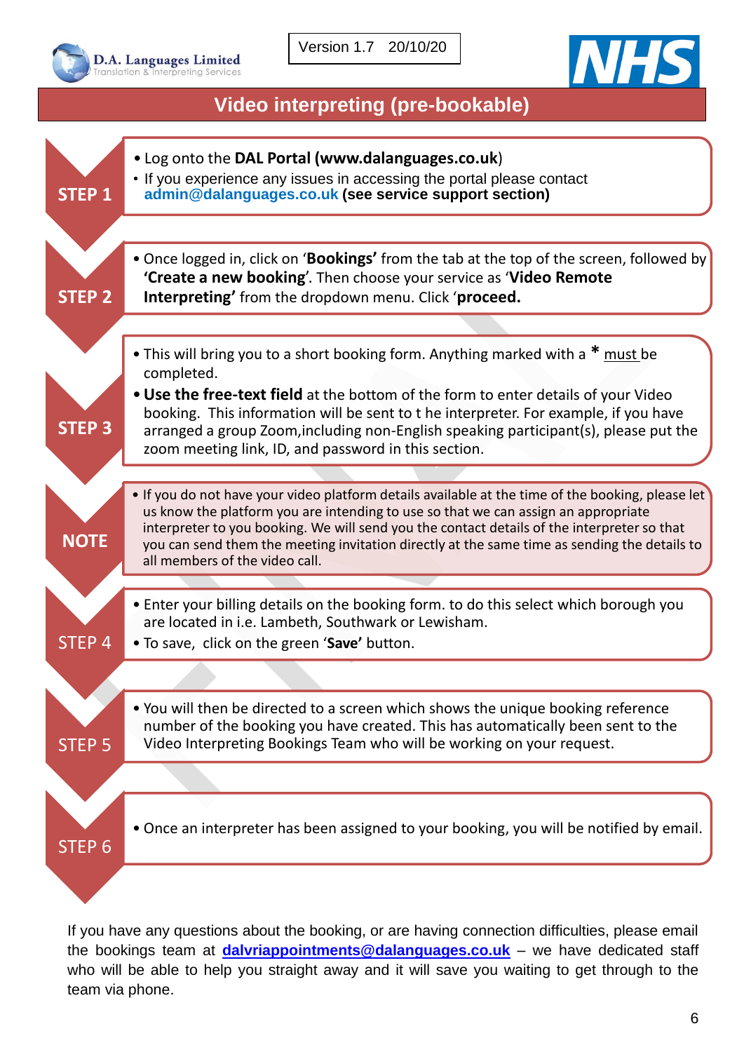D.A. Languages Limited
Translation & Interpreting Services

Version 1.7 20/10/20

NHS

## Video interpreting (pre-bookable)

**STEP 1**

- Log onto the **DAL Portal (www.dalanguages.co.uk)**
- If you experience any issues in accessing the portal please contact **admin@dalanguages.co.uk (see service support section)**

**STEP 2**

- Once logged in, click on '**Bookings'** from the tab at the top of the screen, followed by **'Create a new booking**'. Then choose your service as '**Video Remote Interpreting'** from the dropdown menu. Click '**proceed.**

**STEP 3**

- This will bring you to a short booking form. Anything marked with a * must be completed.
- **Use the free-text field** at the bottom of the form to enter details of your Video booking. This information will be sent to t he interpreter. For example, if you have arranged a group Zoom,including non-English speaking participant(s), please put the zoom meeting link, ID, and password in this section.

**NOTE**

- If you do not have your video platform details available at the time of the booking, please let us know the platform you are intending to use so that we can assign an appropriate interpreter to you booking. We will send you the contact details of the interpreter so that you can send them the meeting invitation directly at the same time as sending the details to all members of the video call.

STEP 4

- Enter your billing details on the booking form. to do this select which borough you are located in i.e. Lambeth, Southwark or Lewisham.
- To save, click on the green '**Save'** button.

STEP 5

- You will then be directed to a screen which shows the unique booking reference number of the booking you have created. This has automatically been sent to the Video Interpreting Bookings Team who will be working on your request.

STEP 6

- Once an interpreter has been assigned to your booking, you will be notified by email.

If you have any questions about the booking, or are having connection difficulties, please email the bookings team at **dalvriappointments@dalanguages.co.uk** – we have dedicated staff who will be able to help you straight away and it will save you waiting to get through to the team via phone.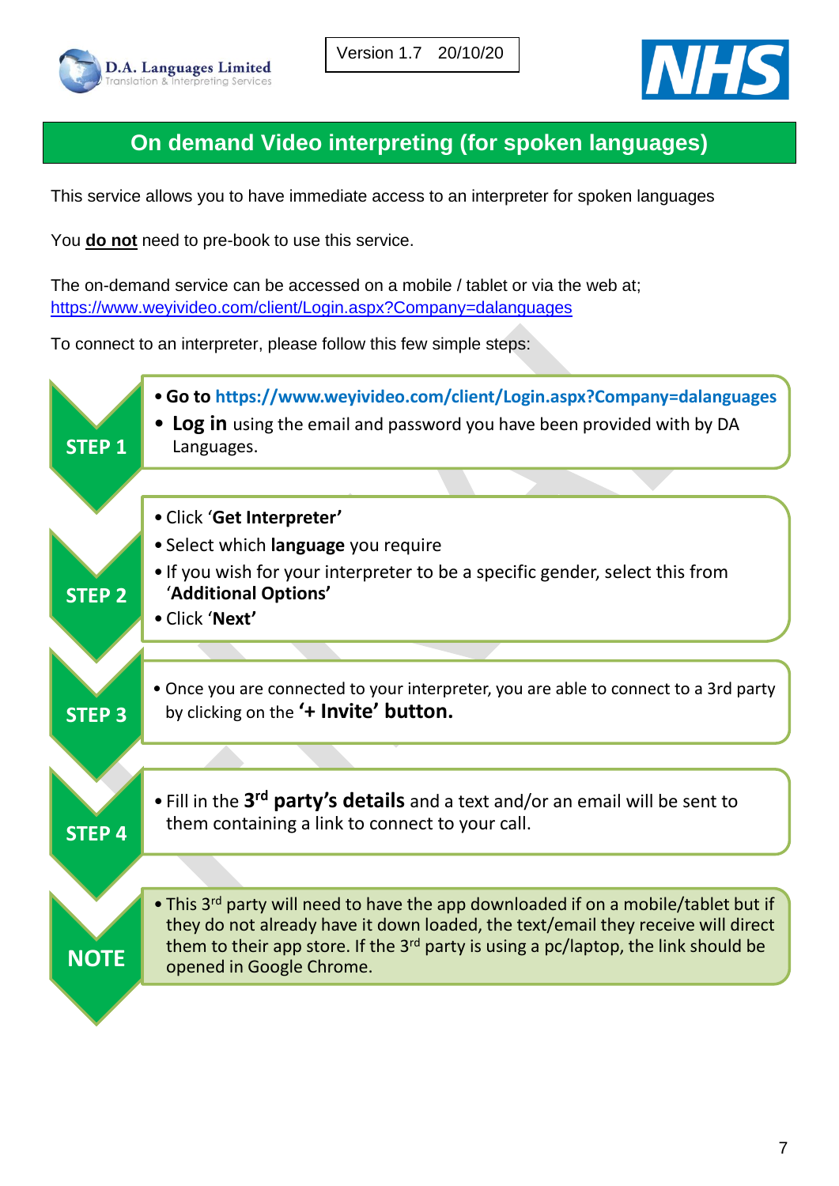D.A. Languages Limited
Translation & Interpreting Services

Version 1.7 20/10/20

NHS

# On demand Video interpreting (for spoken languages)

This service allows you to have immediate access to an interpreter for spoken languages

You **do not** need to pre-book to use this service.

The on-demand service can be accessed on a mobile / tablet or via the web at;
https://www.weyivideo.com/client/Login.aspx?Company=dalanguages

To connect to an interpreter, please follow this few simple steps:

**STEP 1**

- **Go to https://www.weyivideo.com/client/Login.aspx?Company=dalanguages**
- **Log in** using the email and password you have been provided with by DA Languages.

**STEP 2**

- Click '**Get Interpreter'**
- Select which **language** you require
- If you wish for your interpreter to be a specific gender, select this from '**Additional Options'**
- Click '**Next'**

**STEP 3**

- Once you are connected to your interpreter, you are able to connect to a 3rd party by clicking on the **'+ Invite' button.**

**STEP 4**

- Fill in the **3rd party's details** and a text and/or an email will be sent to them containing a link to connect to your call.

**NOTE**

- This 3rd party will need to have the app downloaded if on a mobile/tablet but if they do not already have it down loaded, the text/email they receive will direct them to their app store. If the 3rd party is using a pc/laptop, the link should be opened in Google Chrome.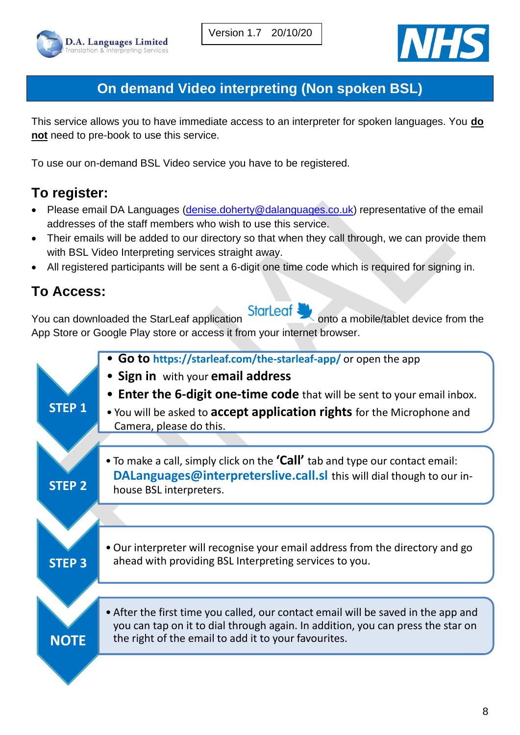D.A. Languages Limited
Translation & Interpreting Services

Version 1.7 20/10/20

NHS

# On demand Video interpreting (Non spoken BSL)

This service allows you to have immediate access to an interpreter for spoken languages. You **do not** need to pre-book to use this service.

To use our on-demand BSL Video service you have to be registered.

## To register:

- Please email DA Languages (denise.doherty@dalanguages.co.uk) representative of the email addresses of the staff members who wish to use this service.
- Their emails will be added to our directory so that when they call through, we can provide them with BSL Video Interpreting services straight away.
- All registered participants will be sent a 6-digit one time code which is required for signing in.

## To Access:

You can downloaded the StarLeaf application StarLeaf onto a mobile/tablet device from the App Store or Google Play store or access it from your internet browser.

**STEP 1**

- **Go to https://starleaf.com/the-starleaf-app/** or open the app
- **Sign in** with your **email address**
- **Enter the 6-digit one-time code** that will be sent to your email inbox.
- You will be asked to **accept application rights** for the Microphone and Camera, please do this.

**STEP 2**

- To make a call, simply click on the **'Call'** tab and type our contact email: **DALanguages@interpreterslive.call.sl** this will dial though to our in-house BSL interpreters.

**STEP 3**

- Our interpreter will recognise your email address from the directory and go ahead with providing BSL Interpreting services to you.

**NOTE**

- After the first time you called, our contact email will be saved in the app and you can tap on it to dial through again. In addition, you can press the star on the right of the email to add it to your favourites.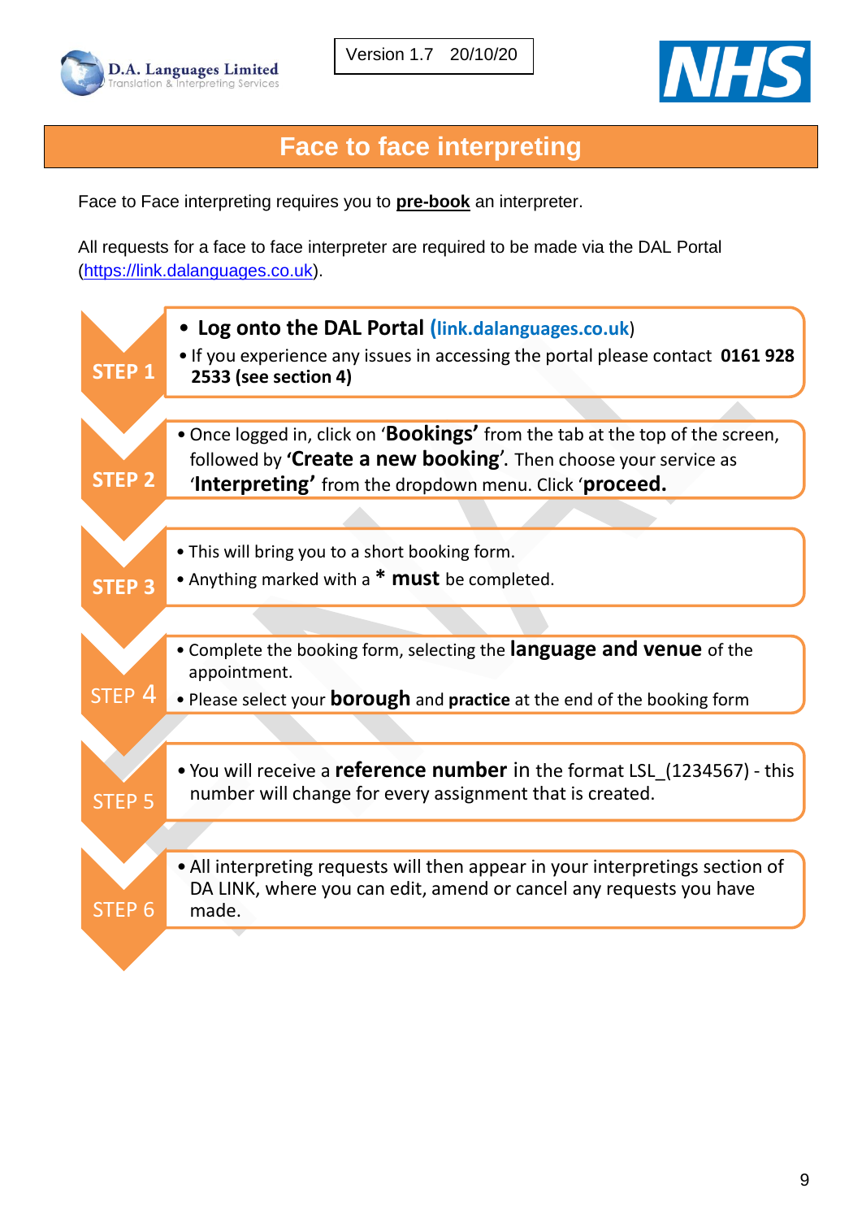Version 1.7 20/10/20

# Face to face interpreting

Face to Face interpreting requires you to **pre-book** an interpreter.

All requests for a face to face interpreter are required to be made via the DAL Portal (https://link.dalanguages.co.uk).

**STEP 1**

- **Log onto the DAL Portal (link.dalanguages.co.uk)**
- If you experience any issues in accessing the portal please contact **0161 928 2533 (see section 4)**

**STEP 2**

- Once logged in, click on '**Bookings'** from the tab at the top of the screen, followed by **'Create a new booking'**. Then choose your service as '**Interpreting'** from the dropdown menu. Click '**proceed.**

**STEP 3**

- This will bring you to a short booking form.
- Anything marked with a * **must** be completed.

**STEP 4**

- Complete the booking form, selecting the **language and venue** of the appointment.
- Please select your **borough** and **practice** at the end of the booking form

**STEP 5**

- You will receive a **reference number** in the format LSL_(1234567) - this number will change for every assignment that is created.

**STEP 6**

- All interpreting requests will then appear in your interpretings section of DA LINK, where you can edit, amend or cancel any requests you have made.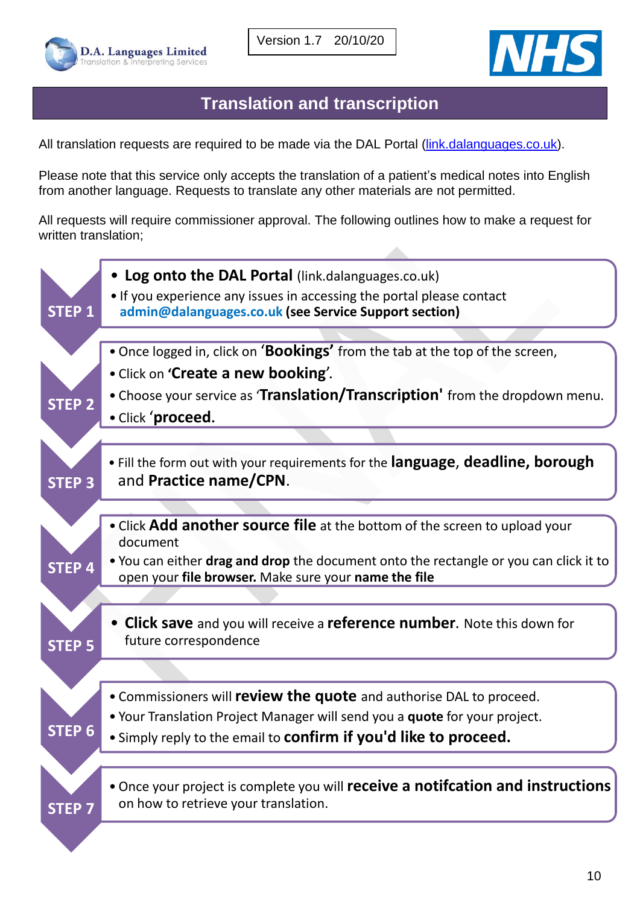Version 1.7 20/10/20

## Translation and transcription

All translation requests are required to be made via the DAL Portal (link.dalanguages.co.uk).

Please note that this service only accepts the translation of a patient's medical notes into English from another language. Requests to translate any other materials are not permitted.

All requests will require commissioner approval. The following outlines how to make a request for written translation;

**STEP 1**

- **Log onto the DAL Portal** (link.dalanguages.co.uk)
- If you experience any issues in accessing the portal please contact **admin@dalanguages.co.uk (see Service Support section)**

**STEP 2**

- Once logged in, click on '**Bookings'** from the tab at the top of the screen,
- Click on '**Create a new booking**'.
- Choose your service as '**Translation/Transcription'** from the dropdown menu.
- Click '**proceed.**

**STEP 3**

- Fill the form out with your requirements for the **language**, **deadline, borough** and **Practice name/CPN**.

**STEP 4**

- Click **Add another source file** at the bottom of the screen to upload your document
- You can either **drag and drop** the document onto the rectangle or you can click it to open your **file browser.** Make sure your **name the file**

**STEP 5**

- **Click save** and you will receive a **reference number**. Note this down for future correspondence

**STEP 6**

- Commissioners will **review the quote** and authorise DAL to proceed.
- Your Translation Project Manager will send you a **quote** for your project.
- Simply reply to the email to **confirm if you'd like to proceed.**

**STEP 7**

- Once your project is complete you will **receive a notifcation and instructions** on how to retrieve your translation.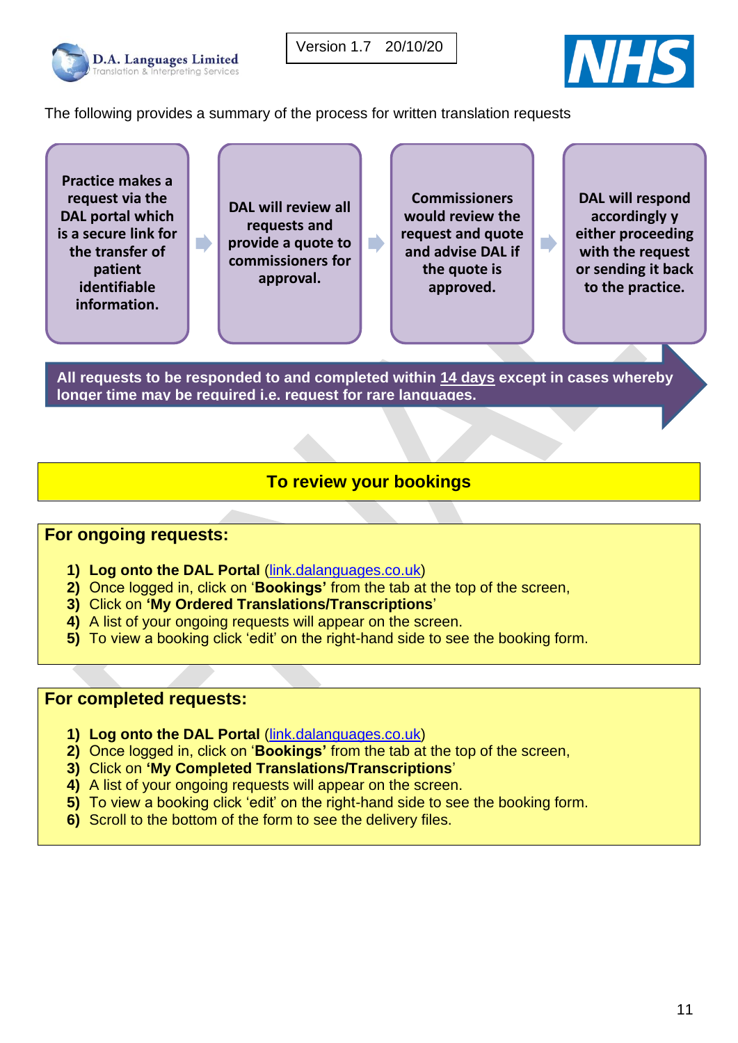The following provides a summary of the process for written translation requests

**Practice makes a request via the DAL portal which is a secure link for the transfer of patient identifiable information.** → **DAL will review all requests and provide a quote to commissioners for approval.** → **Commissioners would review the request and quote and advise DAL if the quote is approved.** → **DAL will respond accordingly y either proceeding with the request or sending it back to the practice.**

**All requests to be responded to and completed within 14 days except in cases whereby longer time may be required i.e. request for rare languages.**

## To review your bookings

### For ongoing requests:

1) **Log onto the DAL Portal** (link.dalanguages.co.uk)
2) Once logged in, click on '**Bookings'** from the tab at the top of the screen,
3) Click on **'My Ordered Translations/Transcriptions**'
4) A list of your ongoing requests will appear on the screen.
5) To view a booking click 'edit' on the right-hand side to see the booking form.

### For completed requests:

1) **Log onto the DAL Portal** (link.dalanguages.co.uk)
2) Once logged in, click on '**Bookings'** from the tab at the top of the screen,
3) Click on **'My Completed Translations/Transcriptions**'
4) A list of your ongoing requests will appear on the screen.
5) To view a booking click 'edit' on the right-hand side to see the booking form.
6) Scroll to the bottom of the form to see the delivery files.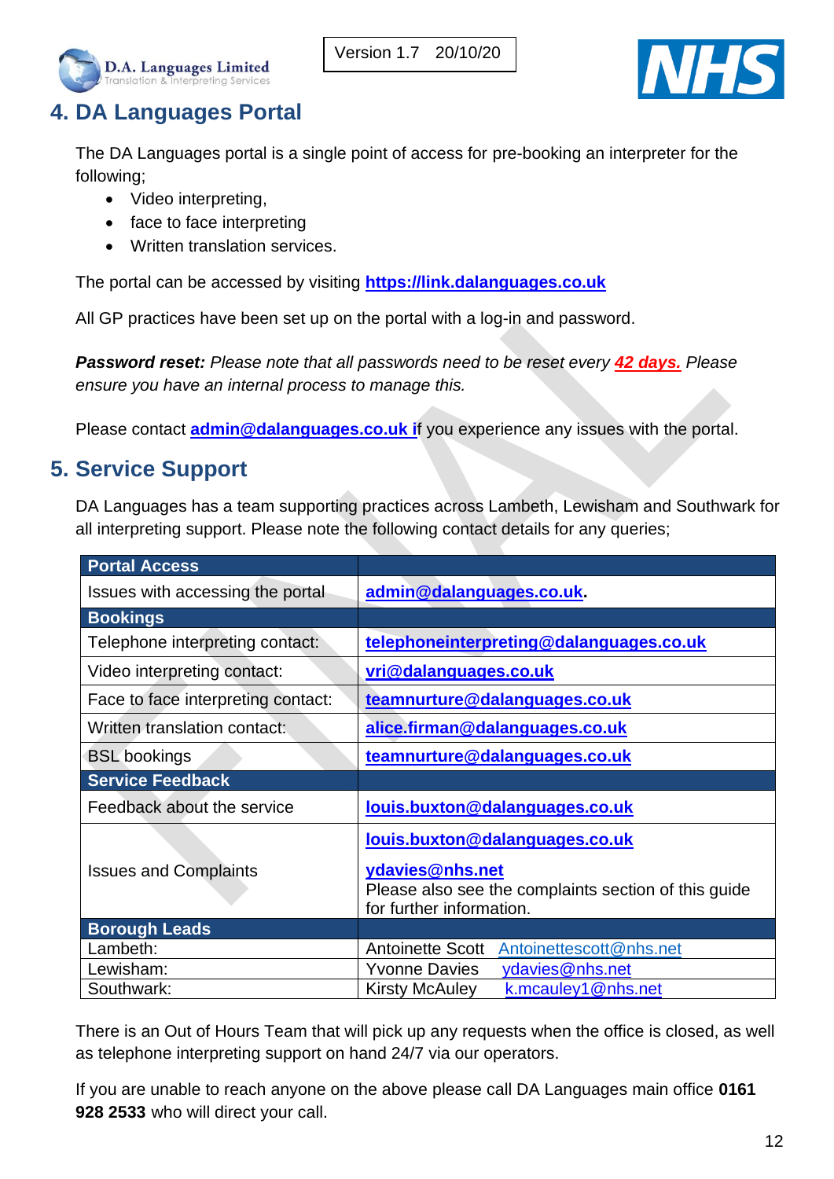## 4. DA Languages Portal

The DA Languages portal is a single point of access for pre-booking an interpreter for the following;

- Video interpreting,
- face to face interpreting
- Written translation services.

The portal can be accessed by visiting **https://link.dalanguages.co.uk**

All GP practices have been set up on the portal with a log-in and password.

***Password reset:*** *Please note that all passwords need to be reset every **42 days.** Please ensure you have an internal process to manage this.*

Please contact **admin@dalanguages.co.uk** if you experience any issues with the portal.

## 5. Service Support

DA Languages has a team supporting practices across Lambeth, Lewisham and Southwark for all interpreting support. Please note the following contact details for any queries;

| **Portal Access** | |
|---|---|
| Issues with accessing the portal | **admin@dalanguages.co.uk.** |
| **Bookings** | |
| Telephone interpreting contact: | **telephoneinterpreting@dalanguages.co.uk** |
| Video interpreting contact: | **vri@dalanguages.co.uk** |
| Face to face interpreting contact: | **teamnurture@dalanguages.co.uk** |
| Written translation contact: | **alice.firman@dalanguages.co.uk** |
| BSL bookings | **teamnurture@dalanguages.co.uk** |
| **Service Feedback** | |
| Feedback about the service | **louis.buxton@dalanguages.co.uk** |
| Issues and Complaints | **louis.buxton@dalanguages.co.uk** **ydavies@nhs.net** Please also see the complaints section of this guide for further information. |
| **Borough Leads** | |
| Lambeth: | Antoinette Scott Antoinettescott@nhs.net |
| Lewisham: | Yvonne Davies ydavies@nhs.net |
| Southwark: | Kirsty McAuley k.mcauley1@nhs.net |

There is an Out of Hours Team that will pick up any requests when the office is closed, as well as telephone interpreting support on hand 24/7 via our operators.

If you are unable to reach anyone on the above please call DA Languages main office **0161 928 2533** who will direct your call.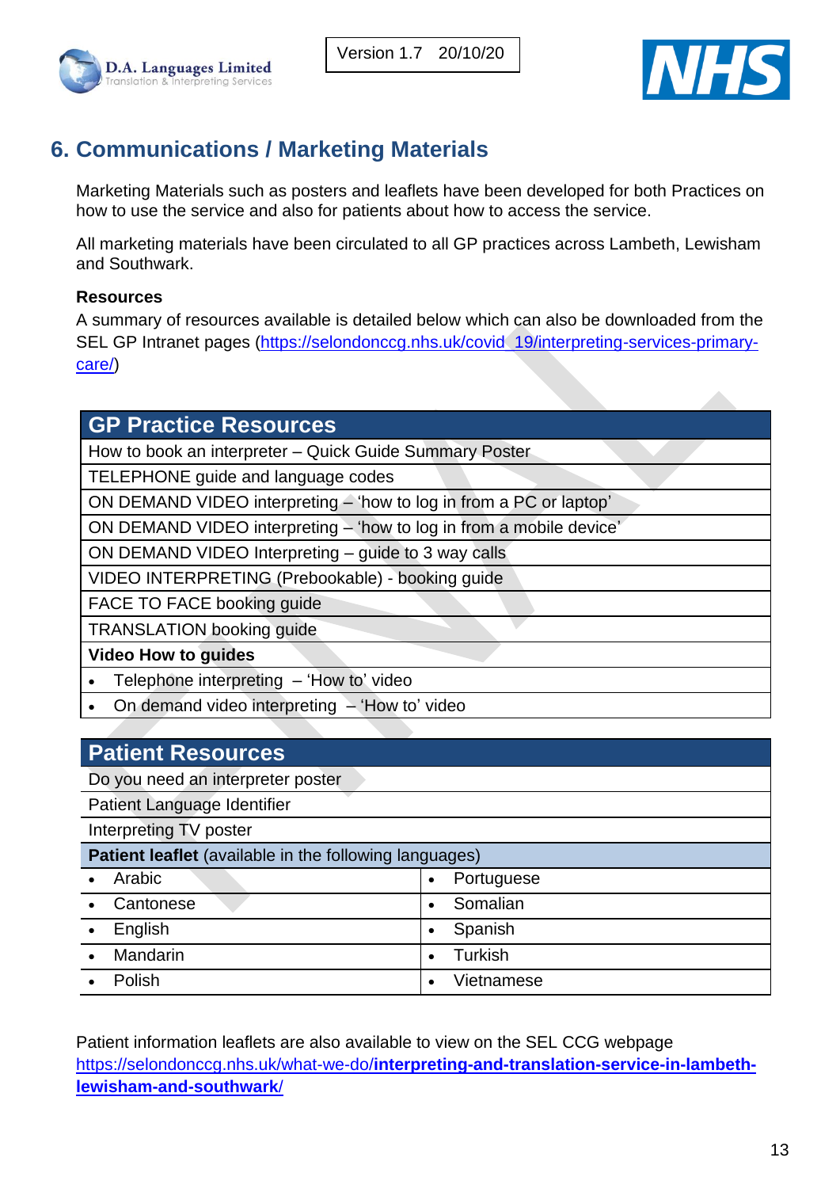## 6. Communications / Marketing Materials

Marketing Materials such as posters and leaflets have been developed for both Practices on how to use the service and also for patients about how to access the service.

All marketing materials have been circulated to all GP practices across Lambeth, Lewisham and Southwark.

**Resources**

A summary of resources available is detailed below which can also be downloaded from the SEL GP Intranet pages (https://selondonccg.nhs.uk/covid_19/interpreting-services-primary-care/)

| GP Practice Resources |
|---|
| How to book an interpreter – Quick Guide Summary Poster |
| TELEPHONE guide and language codes |
| ON DEMAND VIDEO interpreting – 'how to log in from a PC or laptop' |
| ON DEMAND VIDEO interpreting – 'how to log in from a mobile device' |
| ON DEMAND VIDEO Interpreting – guide to 3 way calls |
| VIDEO INTERPRETING (Prebookable) - booking guide |
| FACE TO FACE booking guide |
| TRANSLATION booking guide |
| **Video How to guides** |
| • Telephone interpreting – 'How to' video |
| • On demand video interpreting – 'How to' video |

| Patient Resources | |
|---|---|
| Do you need an interpreter poster | |
| Patient Language Identifier | |
| Interpreting TV poster | |
| **Patient leaflet** (available in the following languages) | |
| • Arabic | • Portuguese |
| • Cantonese | • Somalian |
| • English | • Spanish |
| • Mandarin | • Turkish |
| • Polish | • Vietnamese |

Patient information leaflets are also available to view on the SEL CCG webpage https://selondonccg.nhs.uk/what-we-do/**interpreting-and-translation-service-in-lambeth-lewisham-and-southwark**/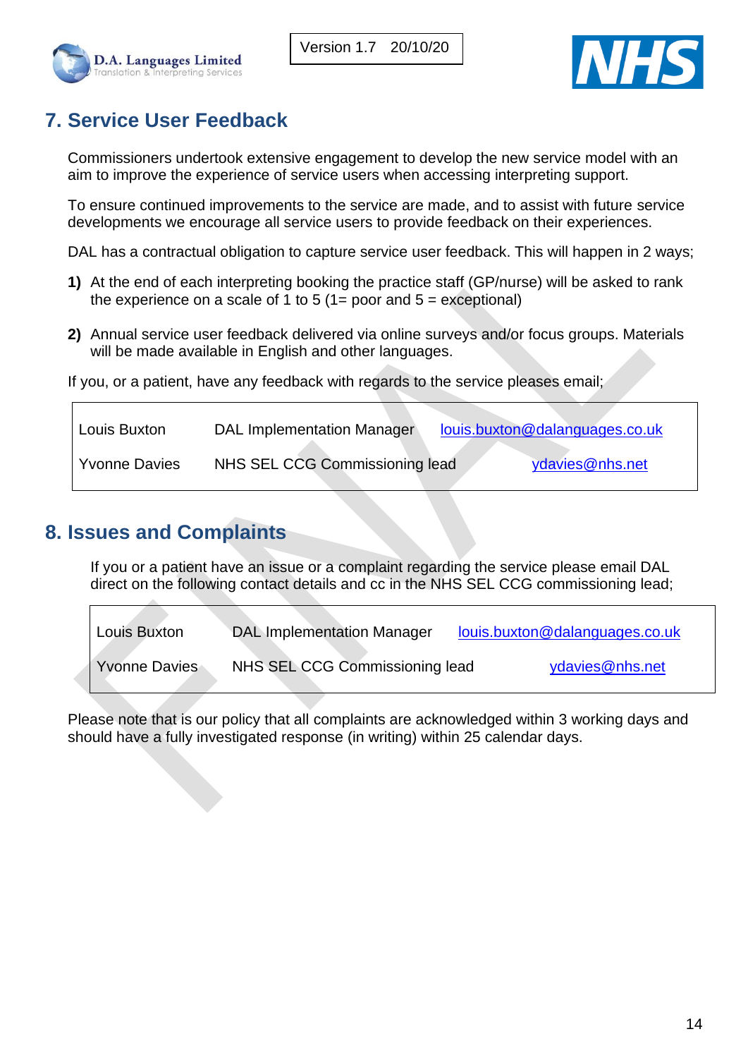## 7. Service User Feedback

Commissioners undertook extensive engagement to develop the new service model with an aim to improve the experience of service users when accessing interpreting support.

To ensure continued improvements to the service are made, and to assist with future service developments we encourage all service users to provide feedback on their experiences.

DAL has a contractual obligation to capture service user feedback. This will happen in 2 ways;

**1)** At the end of each interpreting booking the practice staff (GP/nurse) will be asked to rank the experience on a scale of 1 to 5 (1= poor and 5 = exceptional)

**2)** Annual service user feedback delivered via online surveys and/or focus groups. Materials will be made available in English and other languages.

If you, or a patient, have any feedback with regards to the service pleases email;

| | | |
|---|---|---|
| Louis Buxton | DAL Implementation Manager | louis.buxton@dalanguages.co.uk |
| Yvonne Davies | NHS SEL CCG Commissioning lead | ydavies@nhs.net |

## 8. Issues and Complaints

If you or a patient have an issue or a complaint regarding the service please email DAL direct on the following contact details and cc in the NHS SEL CCG commissioning lead;

| | | |
|---|---|---|
| Louis Buxton | DAL Implementation Manager | louis.buxton@dalanguages.co.uk |
| Yvonne Davies | NHS SEL CCG Commissioning lead | ydavies@nhs.net |

Please note that is our policy that all complaints are acknowledged within 3 working days and should have a fully investigated response (in writing) within 25 calendar days.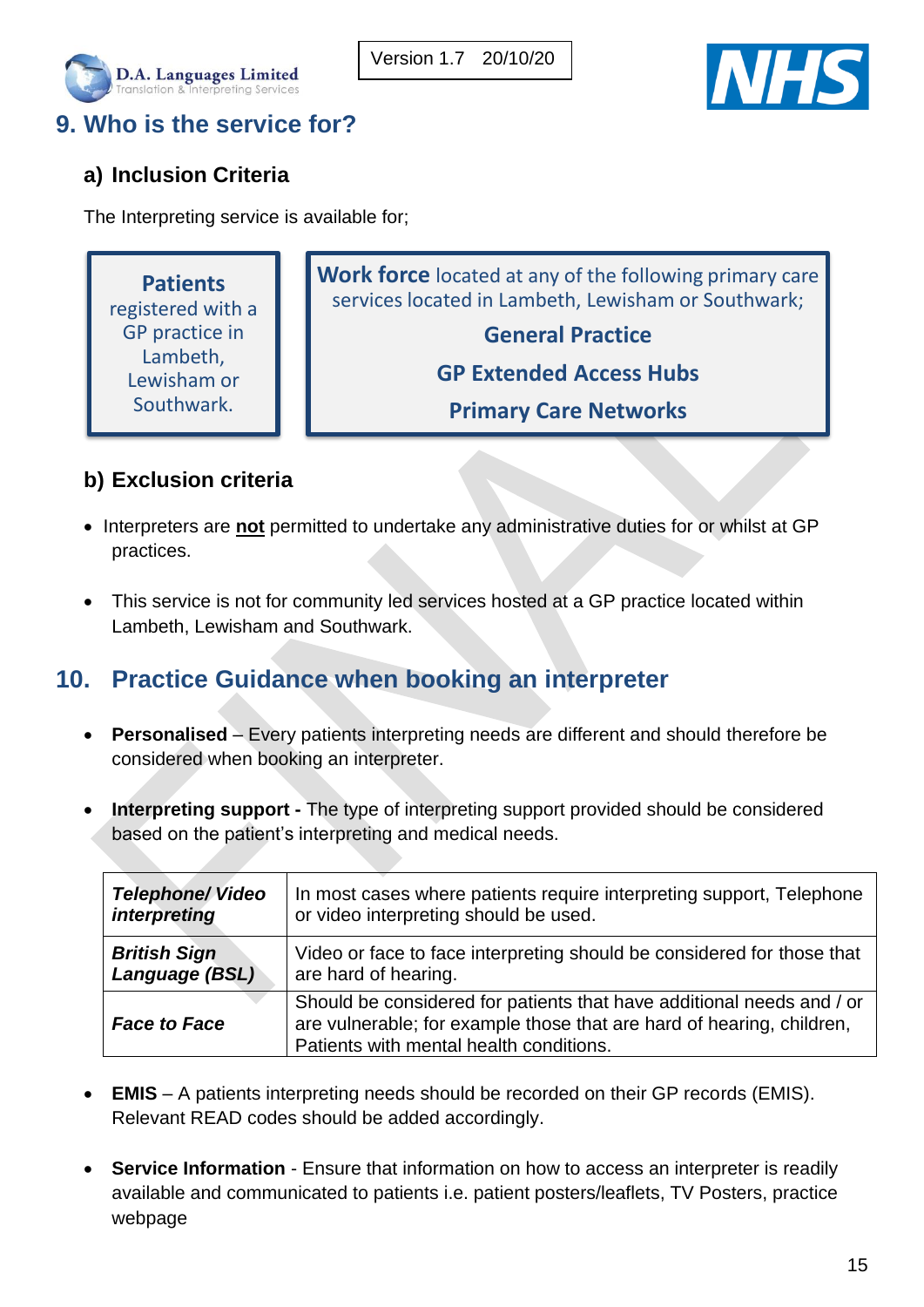## 9. Who is the service for?

### a) Inclusion Criteria

The Interpreting service is available for;

**Patients** registered with a GP practice in Lambeth, Lewisham or Southwark.

**Work force** located at any of the following primary care services located in Lambeth, Lewisham or Southwark;

**General Practice**

**GP Extended Access Hubs**

**Primary Care Networks**

### b) Exclusion criteria

- Interpreters are **not** permitted to undertake any administrative duties for or whilst at GP practices.
- This service is not for community led services hosted at a GP practice located within Lambeth, Lewisham and Southwark.

## 10. Practice Guidance when booking an interpreter

- **Personalised** – Every patients interpreting needs are different and should therefore be considered when booking an interpreter.
- **Interpreting support -** The type of interpreting support provided should be considered based on the patient's interpreting and medical needs.

| | |
|---|---|
| ***Telephone/ Video interpreting*** | In most cases where patients require interpreting support, Telephone or video interpreting should be used. |
| ***British Sign Language (BSL)*** | Video or face to face interpreting should be considered for those that are hard of hearing. |
| ***Face to Face*** | Should be considered for patients that have additional needs and / or are vulnerable; for example those that are hard of hearing, children, Patients with mental health conditions. |

- **EMIS** – A patients interpreting needs should be recorded on their GP records (EMIS). Relevant READ codes should be added accordingly.
- **Service Information** - Ensure that information on how to access an interpreter is readily available and communicated to patients i.e. patient posters/leaflets, TV Posters, practice webpage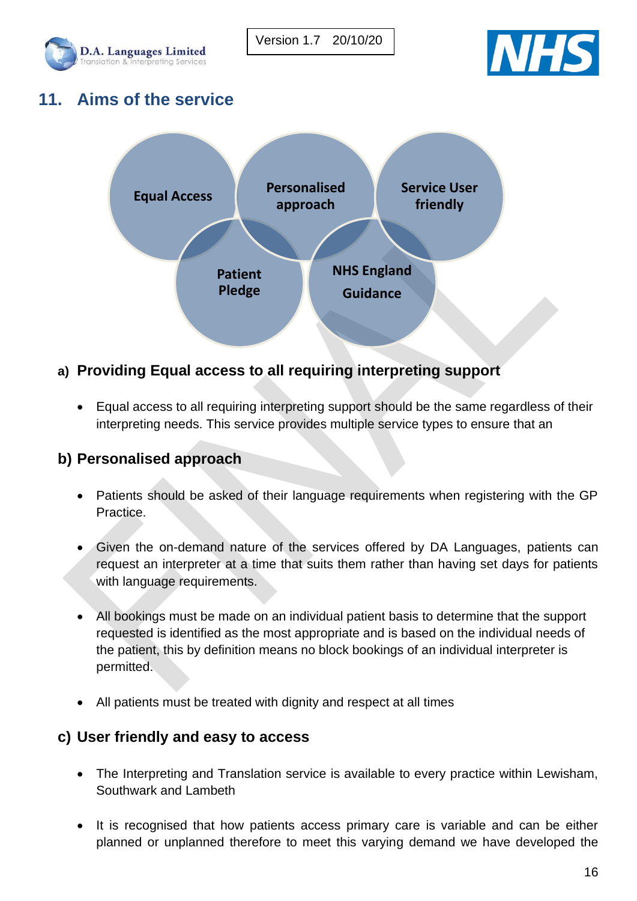## 11. Aims of the service

Equal Access

Personalised approach

Service User friendly

Patient Pledge

NHS England Guidance

### a) Providing Equal access to all requiring interpreting support

- Equal access to all requiring interpreting support should be the same regardless of their interpreting needs. This service provides multiple service types to ensure that an

### b) Personalised approach

- Patients should be asked of their language requirements when registering with the GP Practice.
- Given the on-demand nature of the services offered by DA Languages, patients can request an interpreter at a time that suits them rather than having set days for patients with language requirements.
- All bookings must be made on an individual patient basis to determine that the support requested is identified as the most appropriate and is based on the individual needs of the patient, this by definition means no block bookings of an individual interpreter is permitted.
- All patients must be treated with dignity and respect at all times

### c) User friendly and easy to access

- The Interpreting and Translation service is available to every practice within Lewisham, Southwark and Lambeth
- It is recognised that how patients access primary care is variable and can be either planned or unplanned therefore to meet this varying demand we have developed the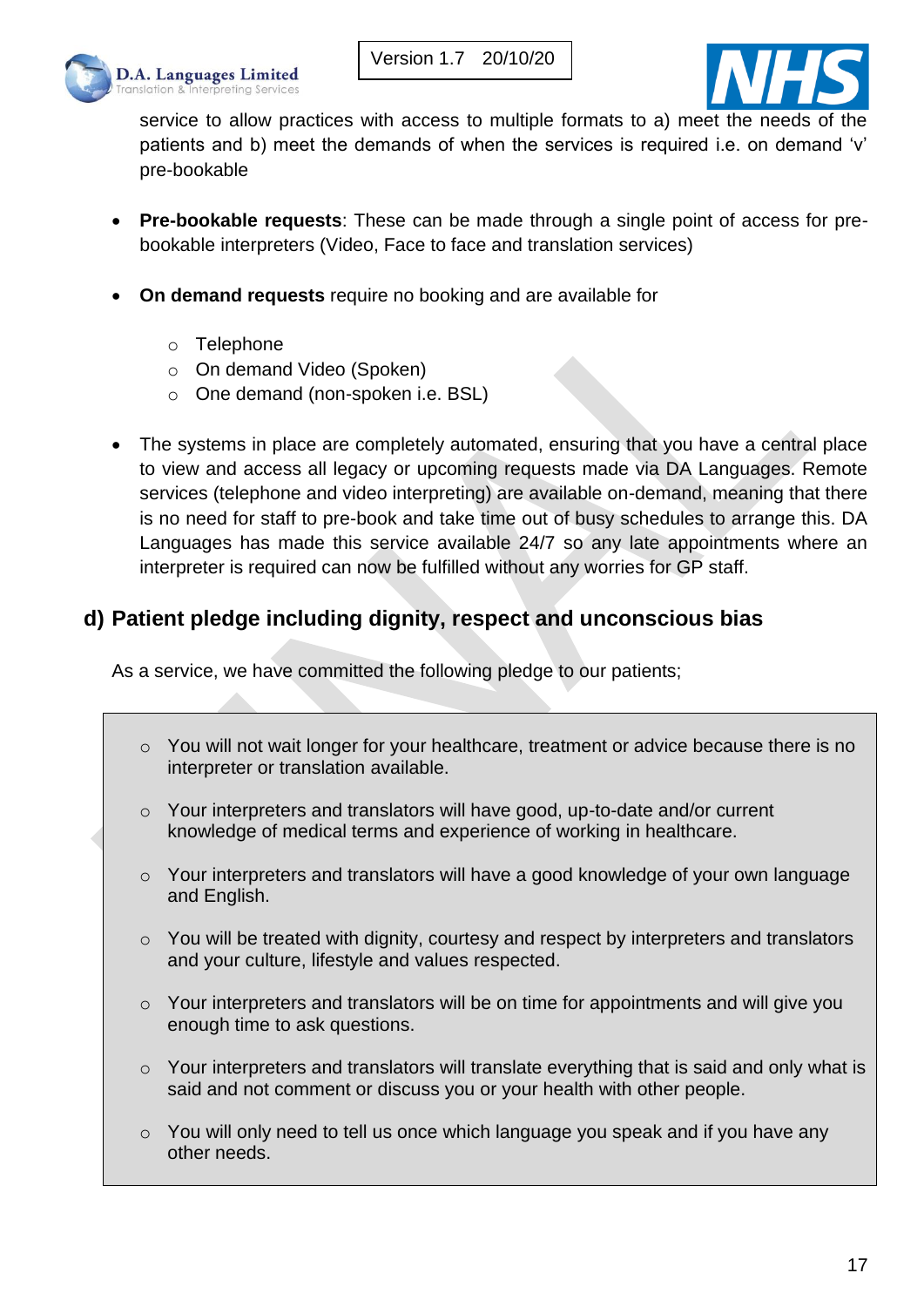service to allow practices with access to multiple formats to a) meet the needs of the patients and b) meet the demands of when the services is required i.e. on demand 'v' pre-bookable

- **Pre-bookable requests**: These can be made through a single point of access for pre-bookable interpreters (Video, Face to face and translation services)
- **On demand requests** require no booking and are available for
  - Telephone
  - On demand Video (Spoken)
  - One demand (non-spoken i.e. BSL)
- The systems in place are completely automated, ensuring that you have a central place to view and access all legacy or upcoming requests made via DA Languages. Remote services (telephone and video interpreting) are available on-demand, meaning that there is no need for staff to pre-book and take time out of busy schedules to arrange this. DA Languages has made this service available 24/7 so any late appointments where an interpreter is required can now be fulfilled without any worries for GP staff.

## d) Patient pledge including dignity, respect and unconscious bias

As a service, we have committed the following pledge to our patients;

- You will not wait longer for your healthcare, treatment or advice because there is no interpreter or translation available.
- Your interpreters and translators will have good, up-to-date and/or current knowledge of medical terms and experience of working in healthcare.
- Your interpreters and translators will have a good knowledge of your own language and English.
- You will be treated with dignity, courtesy and respect by interpreters and translators and your culture, lifestyle and values respected.
- Your interpreters and translators will be on time for appointments and will give you enough time to ask questions.
- Your interpreters and translators will translate everything that is said and only what is said and not comment or discuss you or your health with other people.
- You will only need to tell us once which language you speak and if you have any other needs.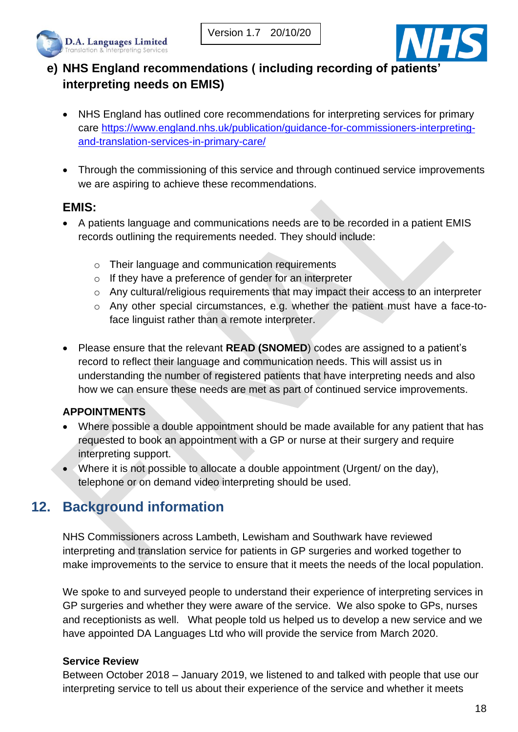### e) NHS England recommendations ( including recording of patients' interpreting needs on EMIS)

- NHS England has outlined core recommendations for interpreting services for primary care https://www.england.nhs.uk/publication/guidance-for-commissioners-interpreting-and-translation-services-in-primary-care/

- Through the commissioning of this service and through continued service improvements we are aspiring to achieve these recommendations.

**EMIS:**

- A patients language and communications needs are to be recorded in a patient EMIS records outlining the requirements needed. They should include:
  - Their language and communication requirements
  - If they have a preference of gender for an interpreter
  - Any cultural/religious requirements that may impact their access to an interpreter
  - Any other special circumstances, e.g. whether the patient must have a face-to-face linguist rather than a remote interpreter.

- Please ensure that the relevant **READ (SNOMED**) codes are assigned to a patient's record to reflect their language and communication needs. This will assist us in understanding the number of registered patients that have interpreting needs and also how we can ensure these needs are met as part of continued service improvements.

**APPOINTMENTS**

- Where possible a double appointment should be made available for any patient that has requested to book an appointment with a GP or nurse at their surgery and require interpreting support.
- Where it is not possible to allocate a double appointment (Urgent/ on the day), telephone or on demand video interpreting should be used.

## 12. Background information

NHS Commissioners across Lambeth, Lewisham and Southwark have reviewed interpreting and translation service for patients in GP surgeries and worked together to make improvements to the service to ensure that it meets the needs of the local population.

We spoke to and surveyed people to understand their experience of interpreting services in GP surgeries and whether they were aware of the service. We also spoke to GPs, nurses and receptionists as well. What people told us helped us to develop a new service and we have appointed DA Languages Ltd who will provide the service from March 2020.

**Service Review**

Between October 2018 – January 2019, we listened to and talked with people that use our interpreting service to tell us about their experience of the service and whether it meets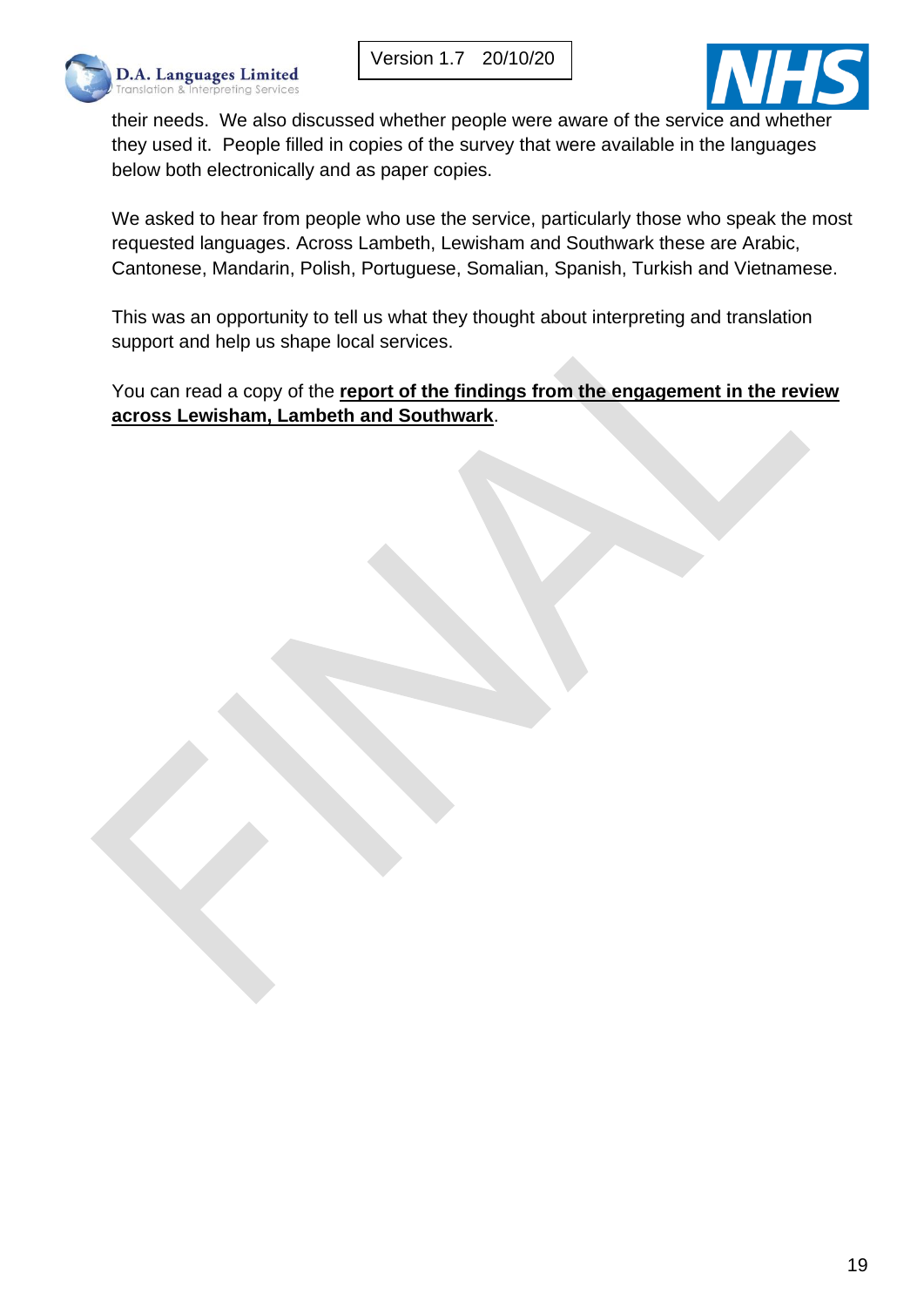their needs. We also discussed whether people were aware of the service and whether they used it. People filled in copies of the survey that were available in the languages below both electronically and as paper copies.

We asked to hear from people who use the service, particularly those who speak the most requested languages. Across Lambeth, Lewisham and Southwark these are Arabic, Cantonese, Mandarin, Polish, Portuguese, Somalian, Spanish, Turkish and Vietnamese.

This was an opportunity to tell us what they thought about interpreting and translation support and help us shape local services.

You can read a copy of the **report of the findings from the engagement in the review across Lewisham, Lambeth and Southwark**.